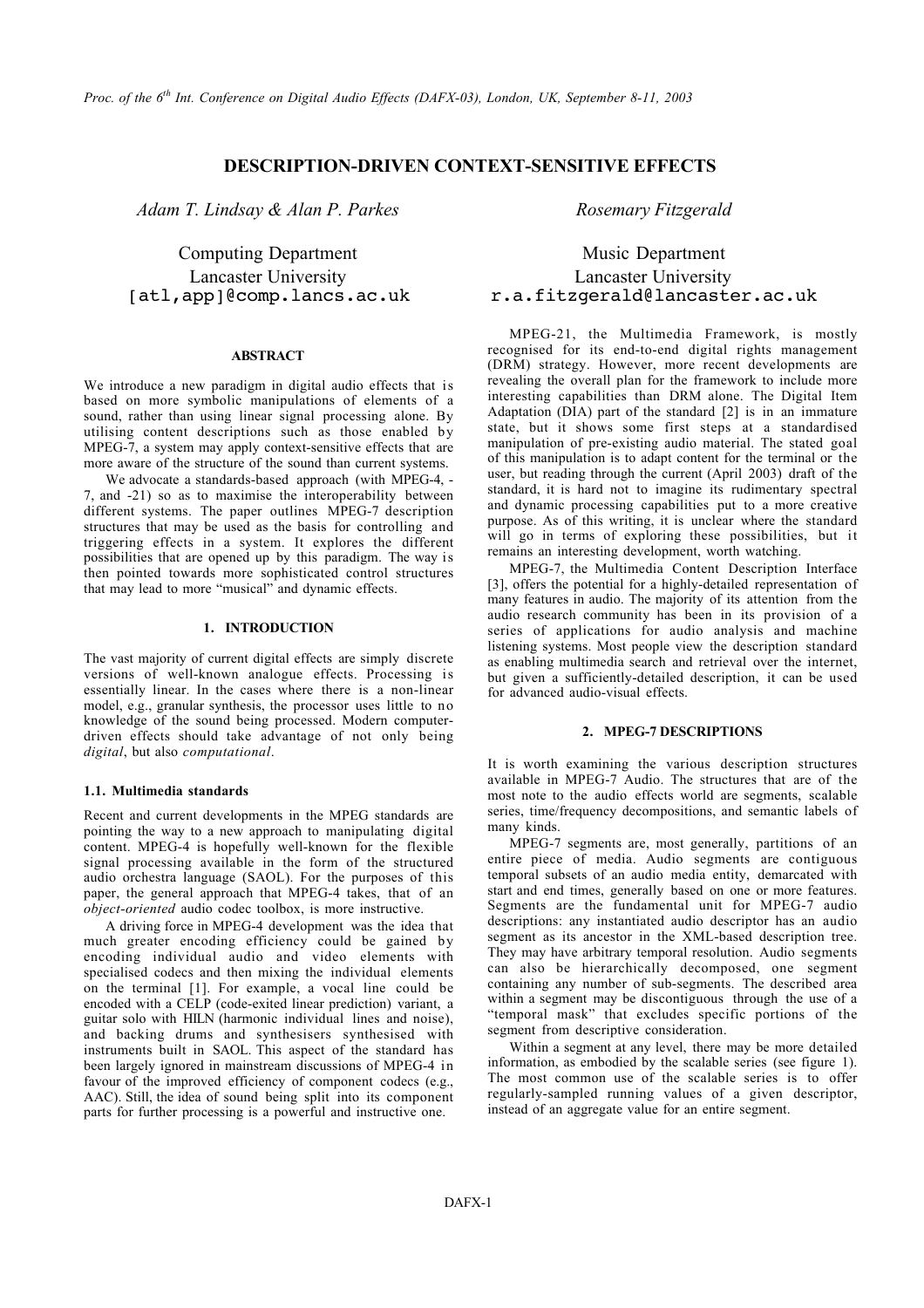# DESCRIPTION-DRIVEN CONTEXT-SENSITIVE EFFECTS

*Adam T. Lindsay & Alan P. Parkes*

Computing Department
Lancaster University
[atl,app]@comp.lancs.ac.uk

*Rosemary Fitzgerald*

Music Department
Lancaster University
r.a.fitzgerald@lancaster.ac.uk

## ABSTRACT

We introduce a new paradigm in digital audio effects that is based on more symbolic manipulations of elements of a sound, rather than using linear signal processing alone. By utilising content descriptions such as those enabled by MPEG-7, a system may apply context-sensitive effects that are more aware of the structure of the sound than current systems.

We advocate a standards-based approach (with MPEG-4, -7, and -21) so as to maximise the interoperability between different systems. The paper outlines MPEG-7 description structures that may be used as the basis for controlling and triggering effects in a system. It explores the different possibilities that are opened up by this paradigm. The way is then pointed towards more sophisticated control structures that may lead to more "musical" and dynamic effects.

## 1. INTRODUCTION

The vast majority of current digital effects are simply discrete versions of well-known analogue effects. Processing is essentially linear. In the cases where there is a non-linear model, e.g., granular synthesis, the processor uses little to no knowledge of the sound being processed. Modern computer-driven effects should take advantage of not only being *digital*, but also *computational*.

### 1.1. Multimedia standards

Recent and current developments in the MPEG standards are pointing the way to a new approach to manipulating digital content. MPEG-4 is hopefully well-known for the flexible signal processing available in the form of the structured audio orchestra language (SAOL). For the purposes of this paper, the general approach that MPEG-4 takes, that of an *object-oriented* audio codec toolbox, is more instructive.

A driving force in MPEG-4 development was the idea that much greater encoding efficiency could be gained by encoding individual audio and video elements with specialised codecs and then mixing the individual elements on the terminal [1]. For example, a vocal line could be encoded with a CELP (code-exited linear prediction) variant, a guitar solo with HILN (harmonic individual lines and noise), and backing drums and synthesisers synthesised with instruments built in SAOL. This aspect of the standard has been largely ignored in mainstream discussions of MPEG-4 in favour of the improved efficiency of component codecs (e.g., AAC). Still, the idea of sound being split into its component parts for further processing is a powerful and instructive one.

MPEG-21, the Multimedia Framework, is mostly recognised for its end-to-end digital rights management (DRM) strategy. However, more recent developments are revealing the overall plan for the framework to include more interesting capabilities than DRM alone. The Digital Item Adaptation (DIA) part of the standard [2] is in an immature state, but it shows some first steps at a standardised manipulation of pre-existing audio material. The stated goal of this manipulation is to adapt content for the terminal or the user, but reading through the current (April 2003) draft of the standard, it is hard not to imagine its rudimentary spectral and dynamic processing capabilities put to a more creative purpose. As of this writing, it is unclear where the standard will go in terms of exploring these possibilities, but it remains an interesting development, worth watching.

MPEG-7, the Multimedia Content Description Interface [3], offers the potential for a highly-detailed representation of many features in audio. The majority of its attention from the audio research community has been in its provision of a series of applications for audio analysis and machine listening systems. Most people view the description standard as enabling multimedia search and retrieval over the internet, but given a sufficiently-detailed description, it can be used for advanced audio-visual effects.

## 2. MPEG-7 DESCRIPTIONS

It is worth examining the various description structures available in MPEG-7 Audio. The structures that are of the most note to the audio effects world are segments, scalable series, time/frequency decompositions, and semantic labels of many kinds.

MPEG-7 segments are, most generally, partitions of an entire piece of media. Audio segments are contiguous temporal subsets of an audio media entity, demarcated with start and end times, generally based on one or more features. Segments are the fundamental unit for MPEG-7 audio descriptions: any instantiated audio descriptor has an audio segment as its ancestor in the XML-based description tree. They may have arbitrary temporal resolution. Audio segments can also be hierarchically decomposed, one segment containing any number of sub-segments. The described area within a segment may be discontiguous through the use of a "temporal mask" that excludes specific portions of the segment from descriptive consideration.

Within a segment at any level, there may be more detailed information, as embodied by the scalable series (see figure 1). The most common use of the scalable series is to offer regularly-sampled running values of a given descriptor, instead of an aggregate value for an entire segment.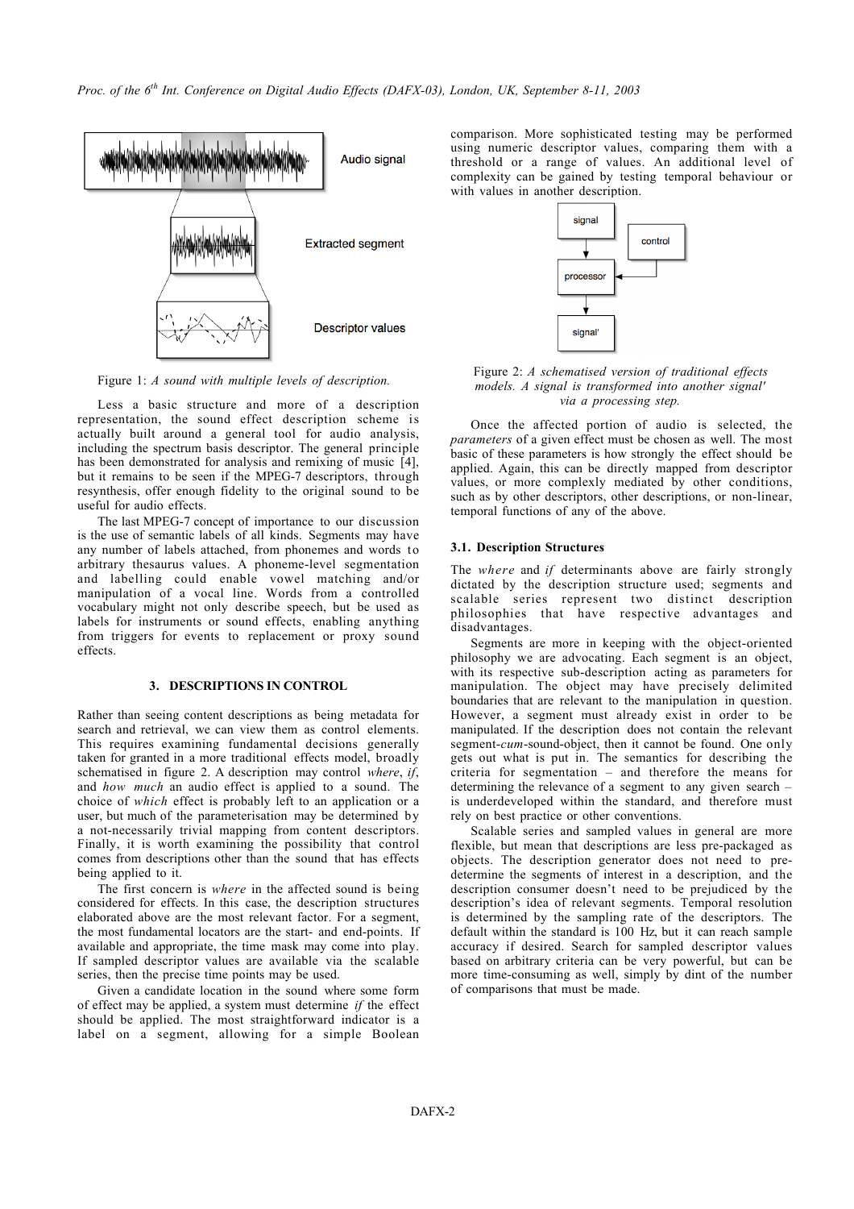Figure 1: *A sound with multiple levels of description.*

Less a basic structure and more of a description representation, the sound effect description scheme is actually built around a general tool for audio analysis, including the spectrum basis descriptor. The general principle has been demonstrated for analysis and remixing of music [4], but it remains to be seen if the MPEG-7 descriptors, through resynthesis, offer enough fidelity to the original sound to be useful for audio effects.

The last MPEG-7 concept of importance to our discussion is the use of semantic labels of all kinds. Segments may have any number of labels attached, from phonemes and words to arbitrary thesaurus values. A phoneme-level segmentation and labelling could enable vowel matching and/or manipulation of a vocal line. Words from a controlled vocabulary might not only describe speech, but be used as labels for instruments or sound effects, enabling anything from triggers for events to replacement or proxy sound effects.

## 3. DESCRIPTIONS IN CONTROL

Rather than seeing content descriptions as being metadata for search and retrieval, we can view them as control elements. This requires examining fundamental decisions generally taken for granted in a more traditional effects model, broadly schematised in figure 2. A description may control *where*, *if*, and *how much* an audio effect is applied to a sound. The choice of *which* effect is probably left to an application or a user, but much of the parameterisation may be determined by a not-necessarily trivial mapping from content descriptors. Finally, it is worth examining the possibility that control comes from descriptions other than the sound that has effects being applied to it.

The first concern is *where* in the affected sound is being considered for effects. In this case, the description structures elaborated above are the most relevant factor. For a segment, the most fundamental locators are the start- and end-points. If available and appropriate, the time mask may come into play. If sampled descriptor values are available via the scalable series, then the precise time points may be used.

Given a candidate location in the sound where some form of effect may be applied, a system must determine *if* the effect should be applied. The most straightforward indicator is a label on a segment, allowing for a simple Boolean comparison. More sophisticated testing may be performed using numeric descriptor values, comparing them with a threshold or a range of values. An additional level of complexity can be gained by testing temporal behaviour or with values in another description.

Figure 2: *A schematised version of traditional effects models. A signal is transformed into another signal' via a processing step.*

Once the affected portion of audio is selected, the *parameters* of a given effect must be chosen as well. The most basic of these parameters is how strongly the effect should be applied. Again, this can be directly mapped from descriptor values, or more complexly mediated by other conditions, such as by other descriptors, other descriptions, or non-linear, temporal functions of any of the above.

### 3.1. Description Structures

The *where* and *if* determinants above are fairly strongly dictated by the description structure used; segments and scalable series represent two distinct description philosophies that have respective advantages and disadvantages.

Segments are more in keeping with the object-oriented philosophy we are advocating. Each segment is an object, with its respective sub-description acting as parameters for manipulation. The object may have precisely delimited boundaries that are relevant to the manipulation in question. However, a segment must already exist in order to be manipulated. If the description does not contain the relevant segment-*cum*-sound-object, then it cannot be found. One only gets out what is put in. The semantics for describing the criteria for segmentation – and therefore the means for determining the relevance of a segment to any given search – is underdeveloped within the standard, and therefore must rely on best practice or other conventions.

Scalable series and sampled values in general are more flexible, but mean that descriptions are less pre-packaged as objects. The description generator does not need to pre-determine the segments of interest in a description, and the description consumer doesn't need to be prejudiced by the description's idea of relevant segments. Temporal resolution is determined by the sampling rate of the descriptors. The default within the standard is 100 Hz, but it can reach sample accuracy if desired. Search for sampled descriptor values based on arbitrary criteria can be very powerful, but can be more time-consuming as well, simply by dint of the number of comparisons that must be made.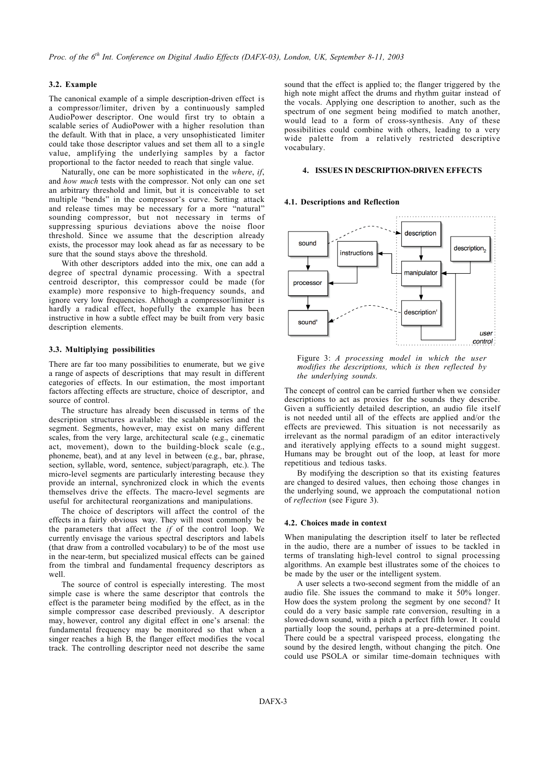### 3.2. Example

The canonical example of a simple description-driven effect is a compressor/limiter, driven by a continuously sampled AudioPower descriptor. One would first try to obtain a scalable series of AudioPower with a higher resolution than the default. With that in place, a very unsophisticated limiter could take those descriptor values and set them all to a single value, amplifying the underlying samples by a factor proportional to the factor needed to reach that single value.

Naturally, one can be more sophisticated in the *where*, *if*, and *how much* tests with the compressor. Not only can one set an arbitrary threshold and limit, but it is conceivable to set multiple "bends" in the compressor's curve. Setting attack and release times may be necessary for a more "natural" sounding compressor, but not necessary in terms of suppressing spurious deviations above the noise floor threshold. Since we assume that the description already exists, the processor may look ahead as far as necessary to be sure that the sound stays above the threshold.

With other descriptors added into the mix, one can add a degree of spectral dynamic processing. With a spectral centroid descriptor, this compressor could be made (for example) more responsive to high-frequency sounds, and ignore very low frequencies. Although a compressor/limiter is hardly a radical effect, hopefully the example has been instructive in how a subtle effect may be built from very basic description elements.

### 3.3. Multiplying possibilities

There are far too many possibilities to enumerate, but we give a range of aspects of descriptions that may result in different categories of effects. In our estimation, the most important factors affecting effects are structure, choice of descriptor, and source of control.

The structure has already been discussed in terms of the description structures available: the scalable series and the segment. Segments, however, may exist on many different scales, from the very large, architectural scale (e.g., cinematic act, movement), down to the building-block scale (e.g., phoneme, beat), and at any level in between (e.g., bar, phrase, section, syllable, word, sentence, subject/paragraph, etc.). The micro-level segments are particularly interesting because they provide an internal, synchronized clock in which the events themselves drive the effects. The macro-level segments are useful for architectural reorganizations and manipulations.

The choice of descriptors will affect the control of the effects in a fairly obvious way. They will most commonly be the parameters that affect the *if* of the control loop. We currently envisage the various spectral descriptors and labels (that draw from a controlled vocabulary) to be of the most use in the near-term, but specialized musical effects can be gained from the timbral and fundamental frequency descriptors as well.

The source of control is especially interesting. The most simple case is where the same descriptor that controls the effect is the parameter being modified by the effect, as in the simple compressor case described previously. A descriptor may, however, control any digital effect in one's arsenal: the fundamental frequency may be monitored so that when a singer reaches a high B, the flanger effect modifies the vocal track. The controlling descriptor need not describe the same sound that the effect is applied to; the flanger triggered by the high note might affect the drums and rhythm guitar instead of the vocals. Applying one description to another, such as the spectrum of one segment being modified to match another, would lead to a form of cross-synthesis. Any of these possibilities could combine with others, leading to a very wide palette from a relatively restricted descriptive vocabulary.

## 4. ISSUES IN DESCRIPTION-DRIVEN EFFECTS

### 4.1. Descriptions and Reflection

Figure 3: *A processing model in which the user modifies the descriptions, which is then reflected by the underlying sounds.*

The concept of control can be carried further when we consider descriptions to act as proxies for the sounds they describe. Given a sufficiently detailed description, an audio file itself is not needed until all of the effects are applied and/or the effects are previewed. This situation is not necessarily as irrelevant as the normal paradigm of an editor interactively and iteratively applying effects to a sound might suggest. Humans may be brought out of the loop, at least for more repetitious and tedious tasks.

By modifying the description so that its existing features are changed to desired values, then echoing those changes in the underlying sound, we approach the computational notion of *reflection* (see Figure 3).

### 4.2. Choices made in context

When manipulating the description itself to later be reflected in the audio, there are a number of issues to be tackled in terms of translating high-level control to signal processing algorithms. An example best illustrates some of the choices to be made by the user or the intelligent system.

A user selects a two-second segment from the middle of an audio file. She issues the command to make it 50% longer. How does the system prolong the segment by one second? It could do a very basic sample rate conversion, resulting in a slowed-down sound, with a pitch a perfect fifth lower. It could partially loop the sound, perhaps at a pre-determined point. There could be a spectral varispeed process, elongating the sound by the desired length, without changing the pitch. One could use PSOLA or similar time-domain techniques with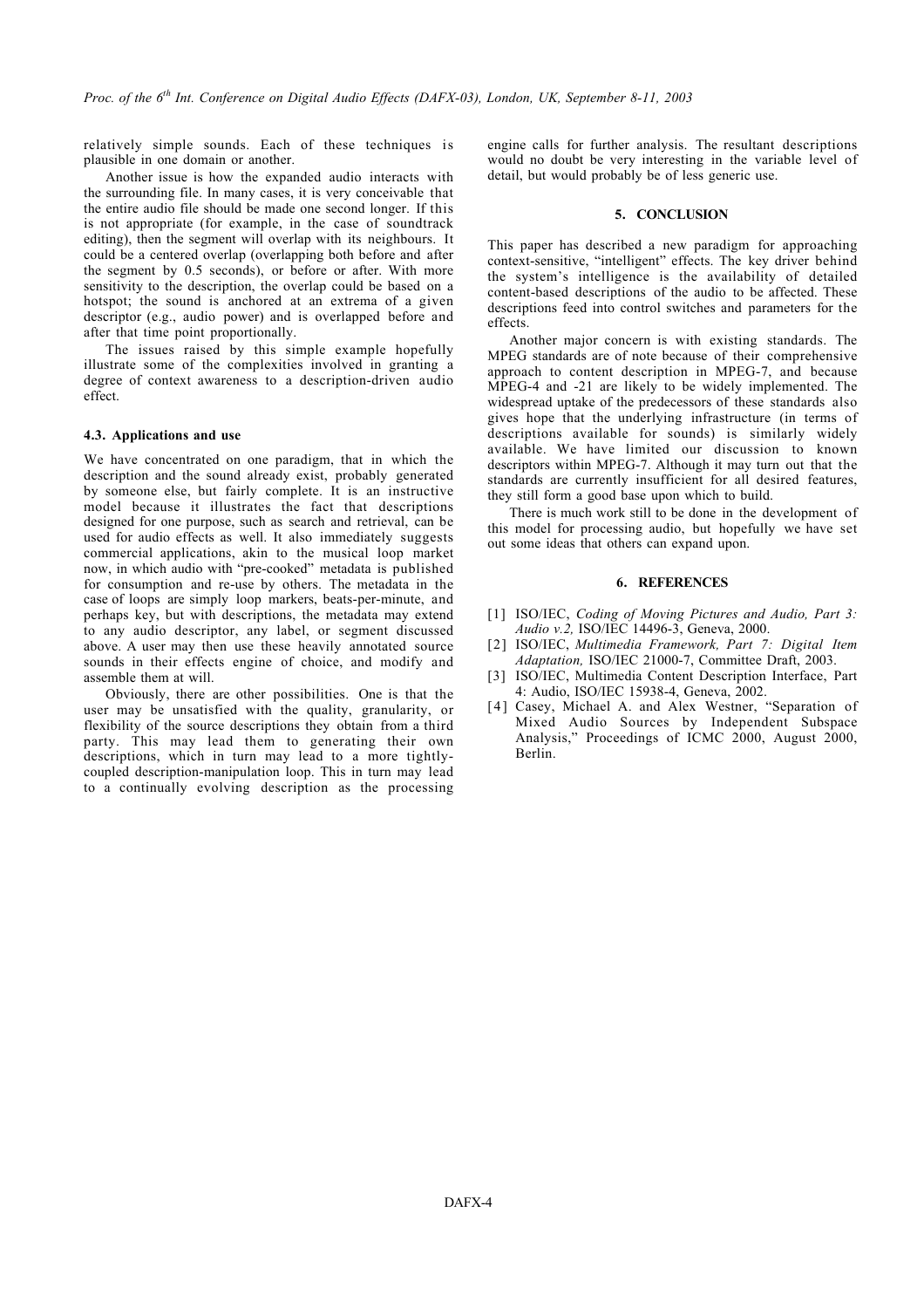relatively simple sounds. Each of these techniques is plausible in one domain or another.

Another issue is how the expanded audio interacts with the surrounding file. In many cases, it is very conceivable that the entire audio file should be made one second longer. If this is not appropriate (for example, in the case of soundtrack editing), then the segment will overlap with its neighbours. It could be a centered overlap (overlapping both before and after the segment by 0.5 seconds), or before or after. With more sensitivity to the description, the overlap could be based on a hotspot; the sound is anchored at an extrema of a given descriptor (e.g., audio power) and is overlapped before and after that time point proportionally.

The issues raised by this simple example hopefully illustrate some of the complexities involved in granting a degree of context awareness to a description-driven audio effect.

### 4.3. Applications and use

We have concentrated on one paradigm, that in which the description and the sound already exist, probably generated by someone else, but fairly complete. It is an instructive model because it illustrates the fact that descriptions designed for one purpose, such as search and retrieval, can be used for audio effects as well. It also immediately suggests commercial applications, akin to the musical loop market now, in which audio with "pre-cooked" metadata is published for consumption and re-use by others. The metadata in the case of loops are simply loop markers, beats-per-minute, and perhaps key, but with descriptions, the metadata may extend to any audio descriptor, any label, or segment discussed above. A user may then use these heavily annotated source sounds in their effects engine of choice, and modify and assemble them at will.

Obviously, there are other possibilities. One is that the user may be unsatisfied with the quality, granularity, or flexibility of the source descriptions they obtain from a third party. This may lead them to generating their own descriptions, which in turn may lead to a more tightly-coupled description-manipulation loop. This in turn may lead to a continually evolving description as the processing engine calls for further analysis. The resultant descriptions would no doubt be very interesting in the variable level of detail, but would probably be of less generic use.

## 5. CONCLUSION

This paper has described a new paradigm for approaching context-sensitive, "intelligent" effects. The key driver behind the system's intelligence is the availability of detailed content-based descriptions of the audio to be affected. These descriptions feed into control switches and parameters for the effects.

Another major concern is with existing standards. The MPEG standards are of note because of their comprehensive approach to content description in MPEG-7, and because MPEG-4 and -21 are likely to be widely implemented. The widespread uptake of the predecessors of these standards also gives hope that the underlying infrastructure (in terms of descriptions available for sounds) is similarly widely available. We have limited our discussion to known descriptors within MPEG-7. Although it may turn out that the standards are currently insufficient for all desired features, they still form a good base upon which to build.

There is much work still to be done in the development of this model for processing audio, but hopefully we have set out some ideas that others can expand upon.

## 6. REFERENCES

[1] ISO/IEC, *Coding of Moving Pictures and Audio, Part 3: Audio v.2,* ISO/IEC 14496-3, Geneva, 2000.

[2] ISO/IEC, *Multimedia Framework, Part 7: Digital Item Adaptation,* ISO/IEC 21000-7, Committee Draft, 2003.

[3] ISO/IEC, Multimedia Content Description Interface, Part 4: Audio, ISO/IEC 15938-4, Geneva, 2002.

[4] Casey, Michael A. and Alex Westner, "Separation of Mixed Audio Sources by Independent Subspace Analysis," Proceedings of ICMC 2000, August 2000, Berlin.